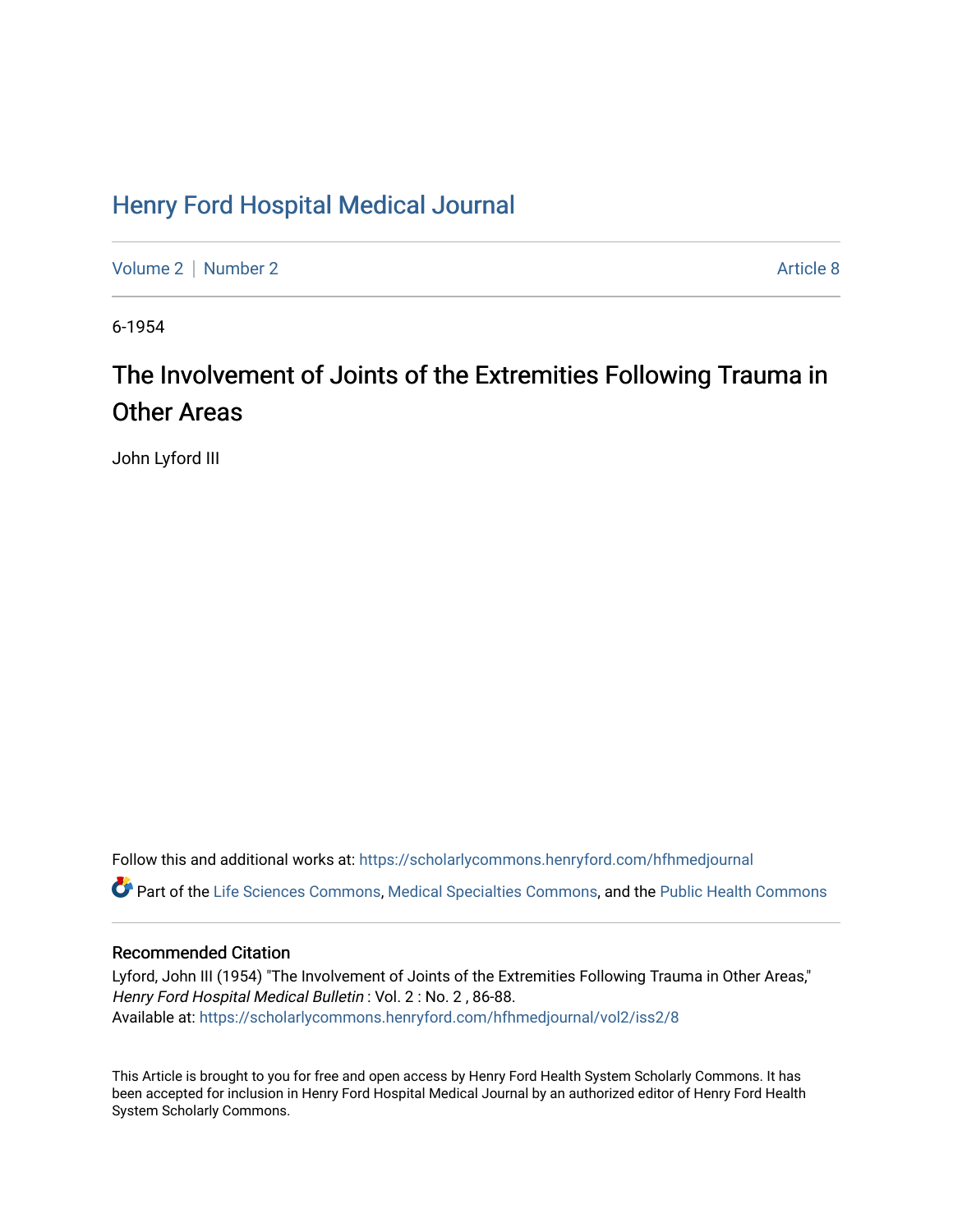# Henry Ford Hospital Medical Journal

Volume 2 | Number 2 Article 8

6-1954

## The Involvement of Joints of the Extremities Following Trauma in Other Areas

John Lyford III

Follow this and additional works at: https://scholarlycommons.henryford.com/hfhmedjournal

Part of the Life Sciences Commons, Medical Specialties Commons, and the Public Health Commons

### Recommended Citation

Lyford, John III (1954) "The Involvement of Joints of the Extremities Following Trauma in Other Areas," *Henry Ford Hospital Medical Bulletin* : Vol. 2 : No. 2 , 86-88.
Available at: https://scholarlycommons.henryford.com/hfhmedjournal/vol2/iss2/8

This Article is brought to you for free and open access by Henry Ford Health System Scholarly Commons. It has been accepted for inclusion in Henry Ford Hospital Medical Journal by an authorized editor of Henry Ford Health System Scholarly Commons.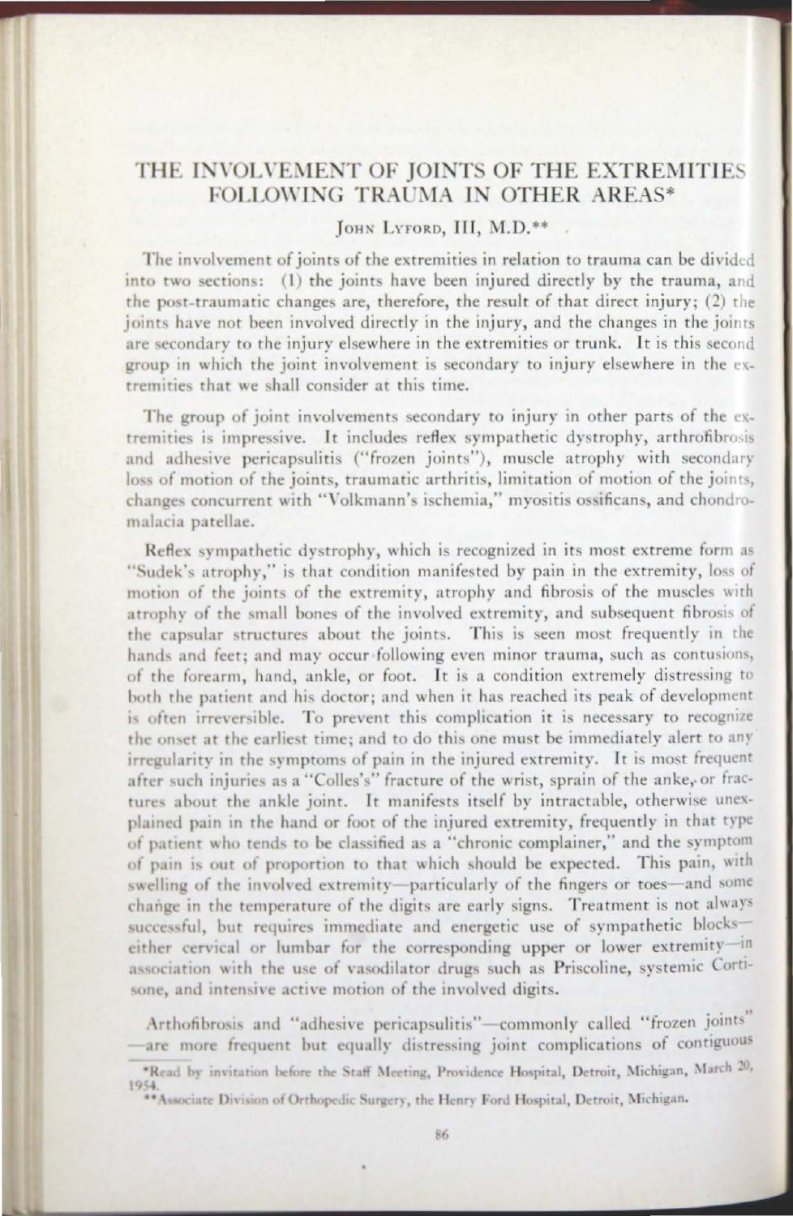# THE INVOLVEMENT OF JOINTS OF THE EXTREMITIES FOLLOWING TRAUMA IN OTHER AREAS*

JOHN LYFORD, III, M.D.**

The involvement of joints of the extremities in relation to trauma can be divided into two sections: (1) the joints have been injured directly by the trauma, and the post-traumatic changes are, therefore, the result of that direct injury; (2) the joints have not been involved directly in the injury, and the changes in the joints are secondary to the injury elsewhere in the extremities or trunk. It is this second group in which the joint involvement is secondary to injury elsewhere in the extremities that we shall consider at this time.

The group of joint involvements secondary to injury in other parts of the extremities is impressive. It includes reflex sympathetic dystrophy, arthrofibrosis and adhesive pericapsulitis ("frozen joints"), muscle atrophy with secondary loss of motion of the joints, traumatic arthritis, limitation of motion of the joints, changes concurrent with "Volkmann's ischemia," myositis ossificans, and chondromalacia patellae.

Reflex sympathetic dystrophy, which is recognized in its most extreme form as "Sudek's atrophy," is that condition manifested by pain in the extremity, loss of motion of the joints of the extremity, atrophy and fibrosis of the muscles with atrophy of the small bones of the involved extremity, and subsequent fibrosis of the capsular structures about the joints. This is seen most frequently in the hands and feet; and may occur following even minor trauma, such as contusions, of the forearm, hand, ankle, or foot. It is a condition extremely distressing to both the patient and his doctor; and when it has reached its peak of development is often irreversible. To prevent this complication it is necessary to recognize the onset at the earliest time; and to do this one must be immediately alert to any irregularity in the symptoms of pain in the injured extremity. It is most frequent after such injuries as a "Colles's" fracture of the wrist, sprain of the anke, or fractures about the ankle joint. It manifests itself by intractable, otherwise unexplained pain in the hand or foot of the injured extremity, frequently in that type of patient who tends to be classified as a "chronic complainer," and the symptom of pain is out of proportion to that which should be expected. This pain, with swelling of the involved extremity—particularly of the fingers or toes—and some change in the temperature of the digits are early signs. Treatment is not always successful, but requires immediate and energetic use of sympathetic blocks—either cervical or lumbar for the corresponding upper or lower extremity—in association with the use of vasodilator drugs such as Priscoline, systemic Cortisone, and intensive active motion of the involved digits.

Arthofibrosis and "adhesive pericapsulitis"—commonly called "frozen joints" —are more frequent but equally distressing joint complications of contiguous

*Read by invitation before the Staff Meeting, Providence Hospital, Detroit, Michigan, March 20, 1954.

**Associate Division of Orthopedic Surgery, the Henry Ford Hospital, Detroit, Michigan.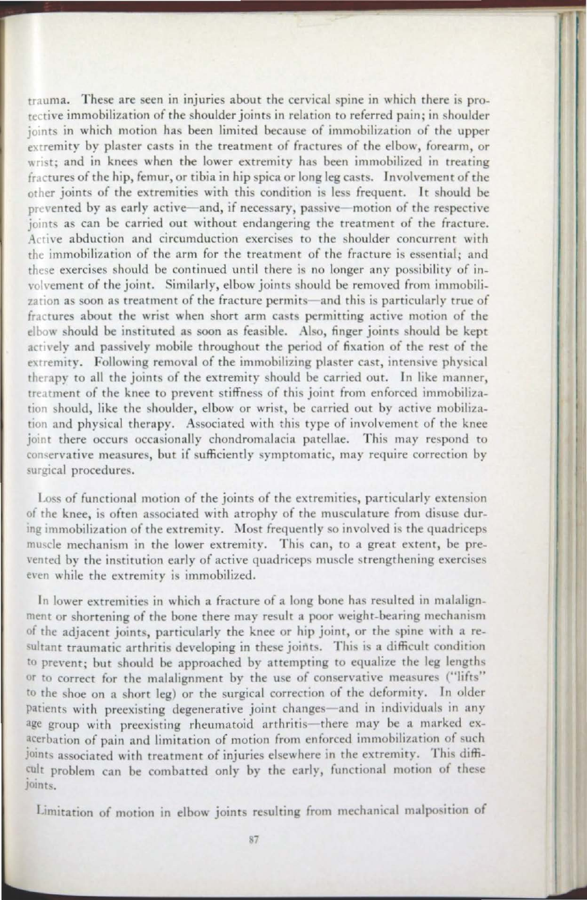trauma. These are seen in injuries about the cervical spine in which there is protective immobilization of the shoulder joints in relation to referred pain; in shoulder joints in which motion has been limited because of immobilization of the upper extremity by plaster casts in the treatment of fractures of the elbow, forearm, or wrist; and in knees when the lower extremity has been immobilized in treating fractures of the hip, femur, or tibia in hip spica or long leg casts. Involvement of the other joints of the extremities with this condition is less frequent. It should be prevented by as early active—and, if necessary, passive—motion of the respective joints as can be carried out without endangering the treatment of the fracture. Active abduction and circumduction exercises to the shoulder concurrent with the immobilization of the arm for the treatment of the fracture is essential; and these exercises should be continued until there is no longer any possibility of involvement of the joint. Similarly, elbow joints should be removed from immobilization as soon as treatment of the fracture permits—and this is particularly true of fractures about the wrist when short arm casts permitting active motion of the elbow should be instituted as soon as feasible. Also, finger joints should be kept actively and passively mobile throughout the period of fixation of the rest of the extremity. Following removal of the immobilizing plaster cast, intensive physical therapy to all the joints of the extremity should be carried out. In like manner, treatment of the knee to prevent stiffness of this joint from enforced immobilization should, like the shoulder, elbow or wrist, be carried out by active mobilization and physical therapy. Associated with this type of involvement of the knee joint there occurs occasionally chondromalacia patellae. This may respond to conservative measures, but if sufficiently symptomatic, may require correction by surgical procedures.

Loss of functional motion of the joints of the extremities, particularly extension of the knee, is often associated with atrophy of the musculature from disuse during immobilization of the extremity. Most frequently so involved is the quadriceps muscle mechanism in the lower extremity. This can, to a great extent, be prevented by the institution early of active quadriceps muscle strengthening exercises even while the extremity is immobilized.

In lower extremities in which a fracture of a long bone has resulted in malalignment or shortening of the bone there may result a poor weight-bearing mechanism of the adjacent joints, particularly the knee or hip joint, or the spine with a resultant traumatic arthritis developing in these joints. This is a difficult condition to prevent; but should be approached by attempting to equalize the leg lengths or to correct for the malalignment by the use of conservative measures ("lifts" to the shoe on a short leg) or the surgical correction of the deformity. In older patients with preexisting degenerative joint changes—and in individuals in any age group with preexisting rheumatoid arthritis—there may be a marked exacerbation of pain and limitation of motion from enforced immobilization of such joints associated with treatment of injuries elsewhere in the extremity. This difficult problem can be combatted only by the early, functional motion of these joints.

Limitation of motion in elbow joints resulting from mechanical malposition of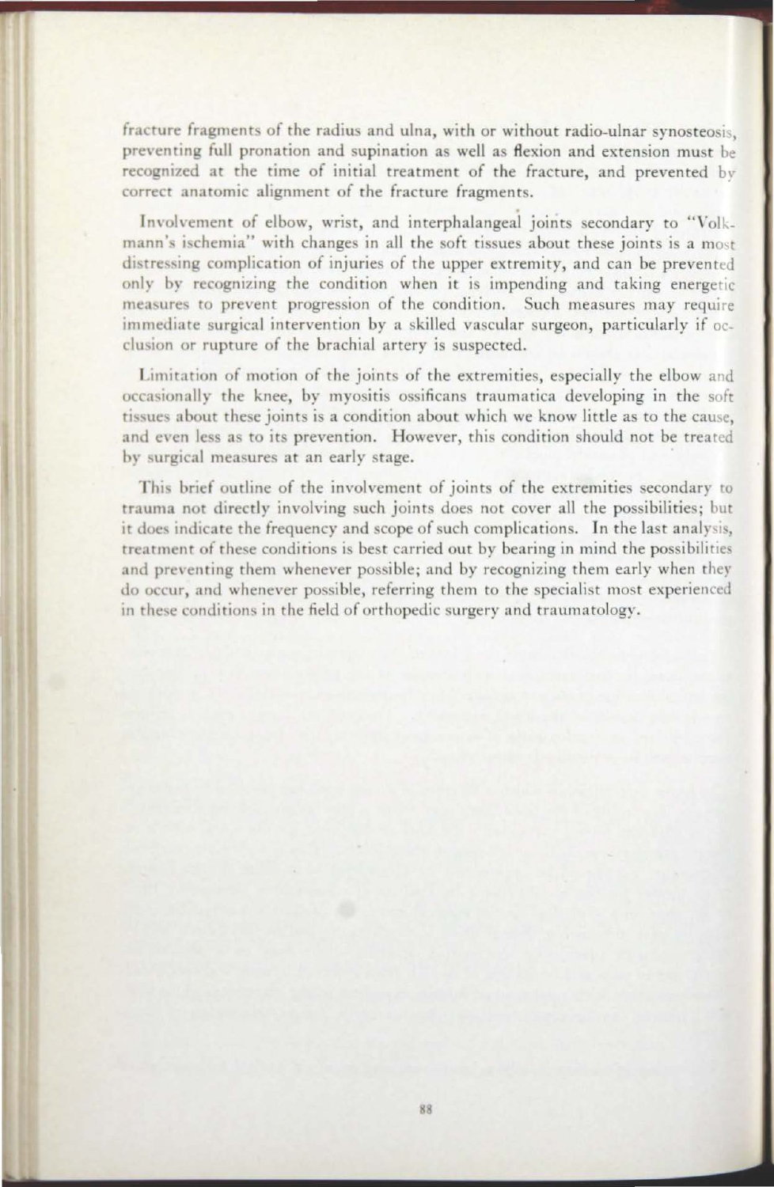fracture fragments of the radius and ulna, with or without radio-ulnar synosteosis, preventing full pronation and supination as well as flexion and extension must be recognized at the time of initial treatment of the fracture, and prevented by correct anatomic alignment of the fracture fragments.

Involvement of elbow, wrist, and interphalangeal joints secondary to "Volkmann's ischemia" with changes in all the soft tissues about these joints is a most distressing complication of injuries of the upper extremity, and can be prevented only by recognizing the condition when it is impending and taking energetic measures to prevent progression of the condition. Such measures may require immediate surgical intervention by a skilled vascular surgeon, particularly if occlusion or rupture of the brachial artery is suspected.

Limitation of motion of the joints of the extremities, especially the elbow and occasionally the knee, by myositis ossificans traumatica developing in the soft tissues about these joints is a condition about which we know little as to the cause, and even less as to its prevention. However, this condition should not be treated by surgical measures at an early stage.

This brief outline of the involvement of joints of the extremities secondary to trauma not directly involving such joints does not cover all the possibilities; but it does indicate the frequency and scope of such complications. In the last analysis, treatment of these conditions is best carried out by bearing in mind the possibilities and preventing them whenever possible; and by recognizing them early when they do occur, and whenever possible, referring them to the specialist most experienced in these conditions in the field of orthopedic surgery and traumatology.